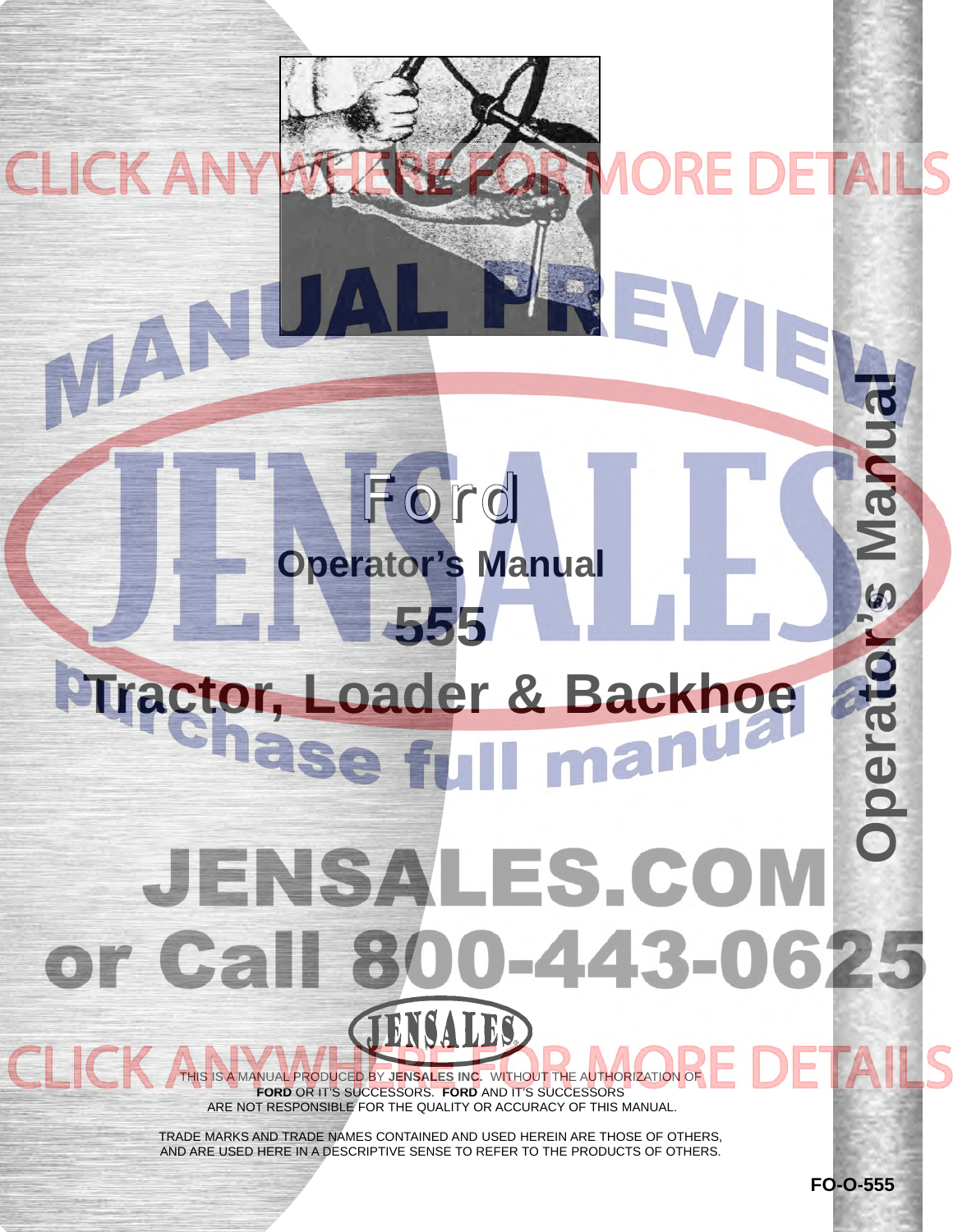# Ford

## Operator's Manual

## 555

## Tractor, Loader & Backhoe

Operator's Manual

CLICK ANYWHERE FOR MORE DETAILS

MANUAL PREVIEW

purchase full manual at

JENSALES.COM

or Call 800-443-0625

JENSALES

THIS IS A MANUAL PRODUCED BY **JENSALES INC.** WITHOUT THE AUTHORIZATION OF **FORD** OR IT'S SUCCESSORS. **FORD** AND IT'S SUCCESSORS ARE NOT RESPONSIBLE FOR THE QUALITY OR ACCURACY OF THIS MANUAL.

TRADE MARKS AND TRADE NAMES CONTAINED AND USED HEREIN ARE THOSE OF OTHERS, AND ARE USED HERE IN A DESCRIPTIVE SENSE TO REFER TO THE PRODUCTS OF OTHERS.

**FO-O-555**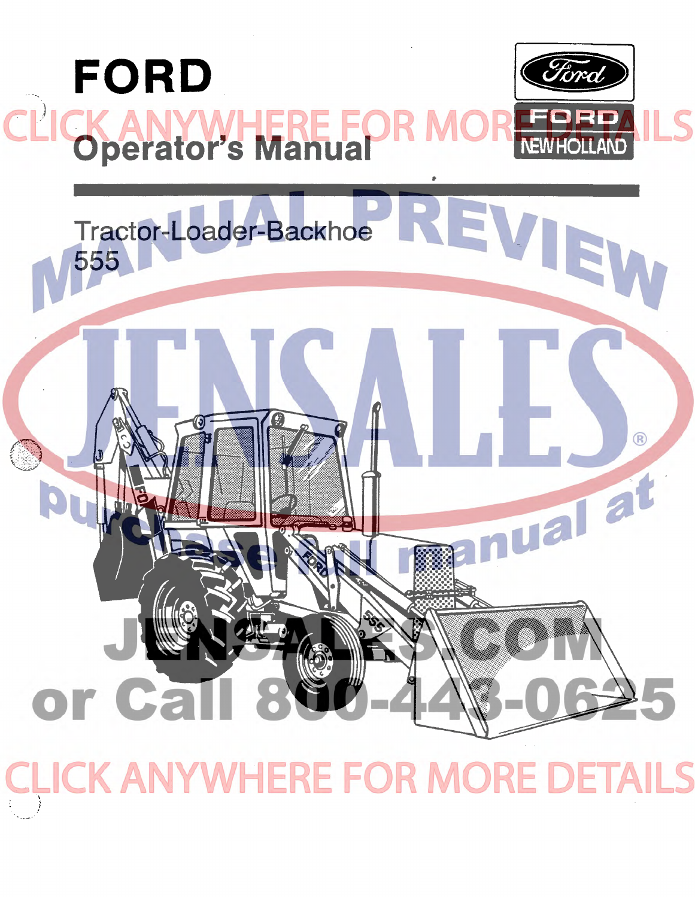# FORD

## Operator's Manual

Tractor-Loader-Backhoe
555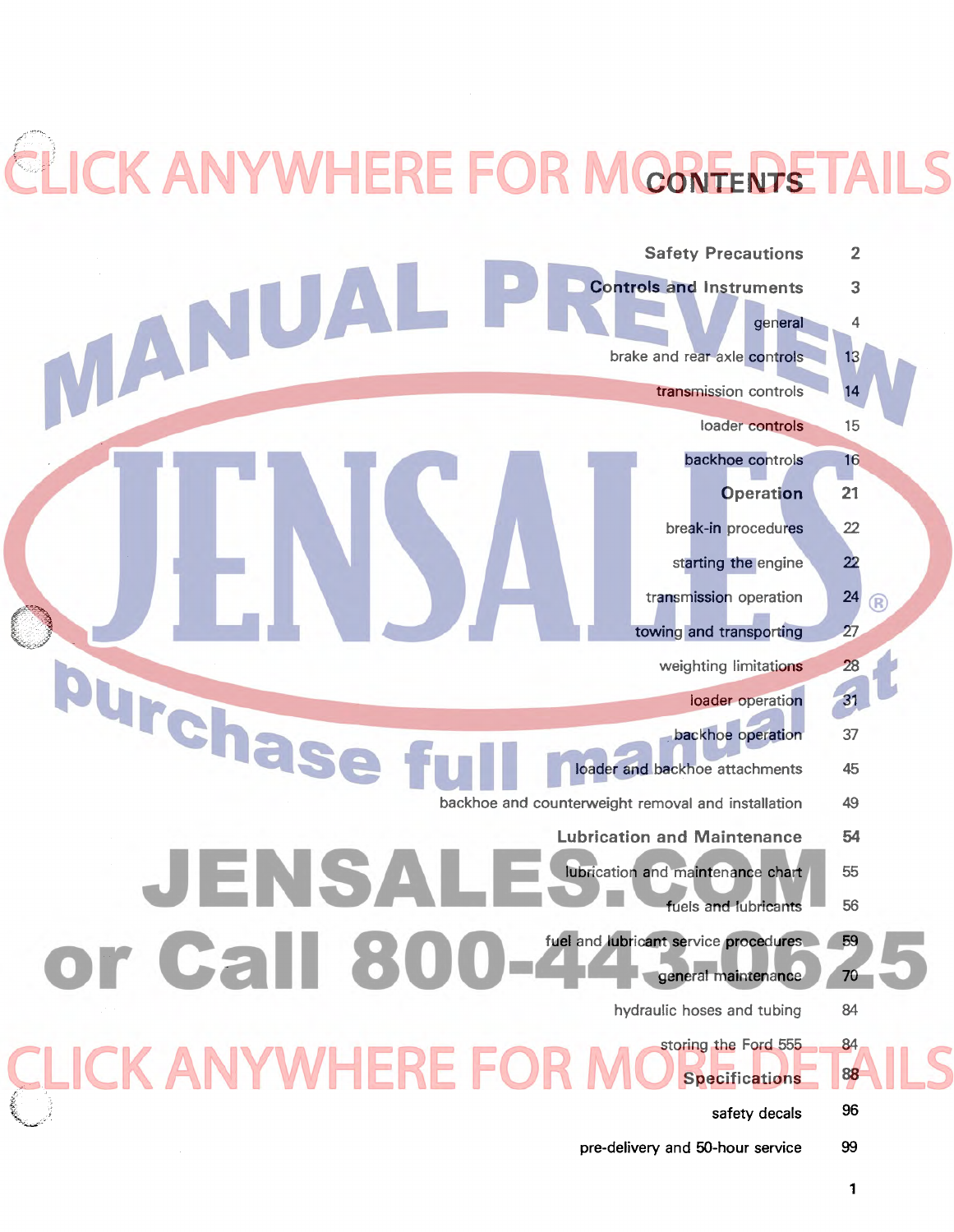# CONTENTS

| | |
|---|---|
| **Safety Precautions** | **2** |
| **Controls and Instruments** | **3** |
| general | 4 |
| brake and rear axle controls | 13 |
| transmission controls | 14 |
| loader controls | 15 |
| backhoe controls | 16 |
| **Operation** | **21** |
| break-in procedures | 22 |
| starting the engine | 22 |
| transmission operation | 24 |
| towing and transporting | 27 |
| weighting limitations | 28 |
| loader operation | 31 |
| backhoe operation | 37 |
| loader and backhoe attachments | 45 |
| backhoe and counterweight removal and installation | 49 |
| **Lubrication and Maintenance** | **54** |
| lubrication and maintenance chart | 55 |
| fuels and lubricants | 56 |
| fuel and lubricant service procedures | 59 |
| general maintenance | 70 |
| hydraulic hoses and tubing | 84 |
| storing the Ford 555 | 84 |
| **Specifications** | **88** |
| safety decals | 96 |
| pre-delivery and 50-hour service | 99 |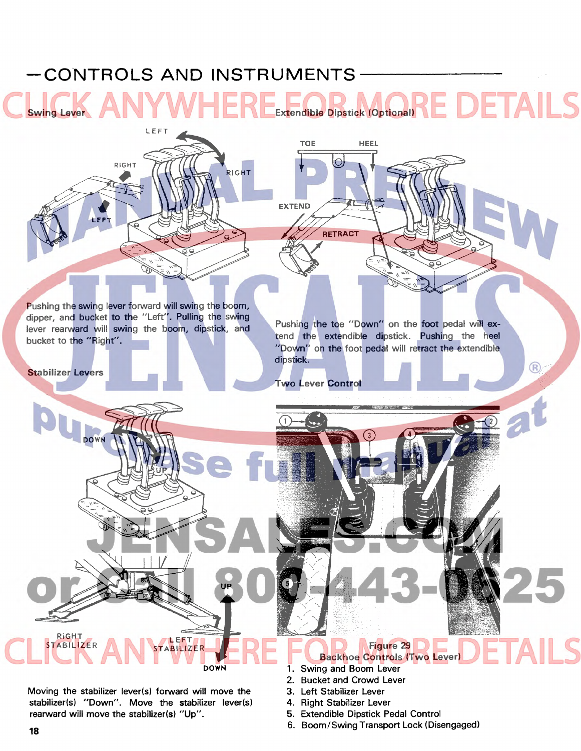## CONTROLS AND INSTRUMENTS

### Swing Lever

Pushing the swing lever forward will swing the boom, dipper, and bucket to the "Left". Pulling the swing lever rearward will swing the boom, dipstick, and bucket to the "Right".

### Extendible Dipstick (Optional)

Pushing the toe "Down" on the foot pedal will extend the extendible dipstick. Pushing the heel "Down" on the foot pedal will retract the extendible dipstick.

### Stabilizer Levers

Moving the stabilizer lever(s) forward will move the stabilizer(s) "Down". Move the stabilizer lever(s) rearward will move the stabilizer(s) "Up".

### Two Lever Control

Figure 29
Backhoe Controls (Two Lever)

1. Swing and Boom Lever
2. Bucket and Crowd Lever
3. Left Stabilizer Lever
4. Right Stabilizer Lever
5. Extendible Dipstick Pedal Control
6. Boom/Swing Transport Lock (Disengaged)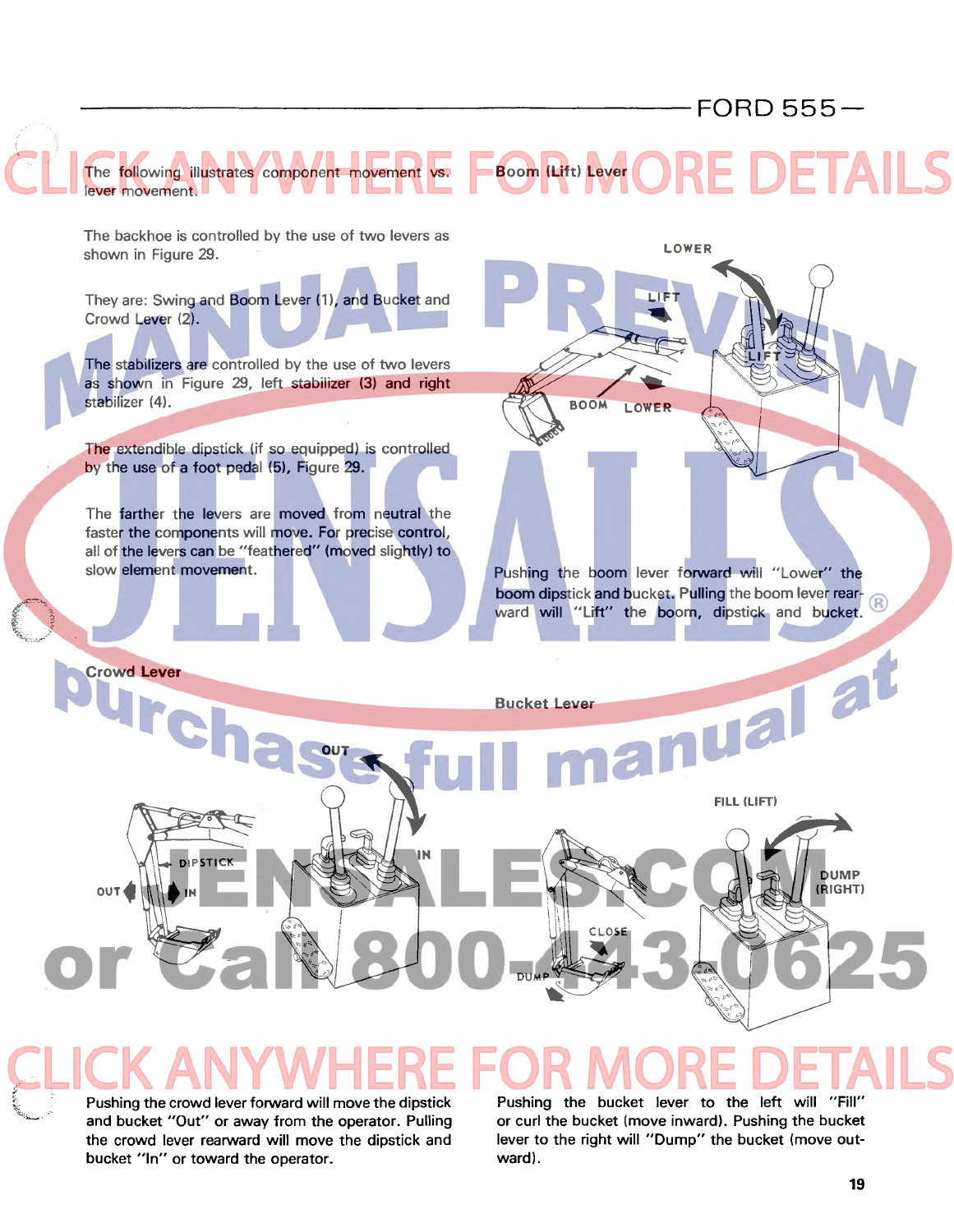The following illustrates component movement vs. lever movement.

The backhoe is controlled by the use of two levers as shown in Figure 29.

They are: Swing and Boom Lever (1), and Bucket and Crowd Lever (2).

The stabilizers are controlled by the use of two levers as shown in Figure 29, left stabilizer (3) and right stabilizer (4).

The extendible dipstick (if so equipped) is controlled by the use of a foot pedal (5), Figure 29.

The farther the levers are moved from neutral the faster the components will move. For precise control, all of the levers can be "feathered" (moved slightly) to slow element movement.

**Boom (Lift) Lever**

Pushing the boom lever forward will "Lower" the boom dipstick and bucket. Pulling the boom lever rearward will "Lift" the boom, dipstick and bucket.

**Crowd Lever**

Pushing the crowd lever forward will move the dipstick and bucket "Out" or away from the operator. Pulling the crowd lever rearward will move the dipstick and bucket "In" or toward the operator.

**Bucket Lever**

Pushing the bucket lever to the left will "Fill" or curl the bucket (move inward). Pushing the bucket lever to the right will "Dump" the bucket (move outward).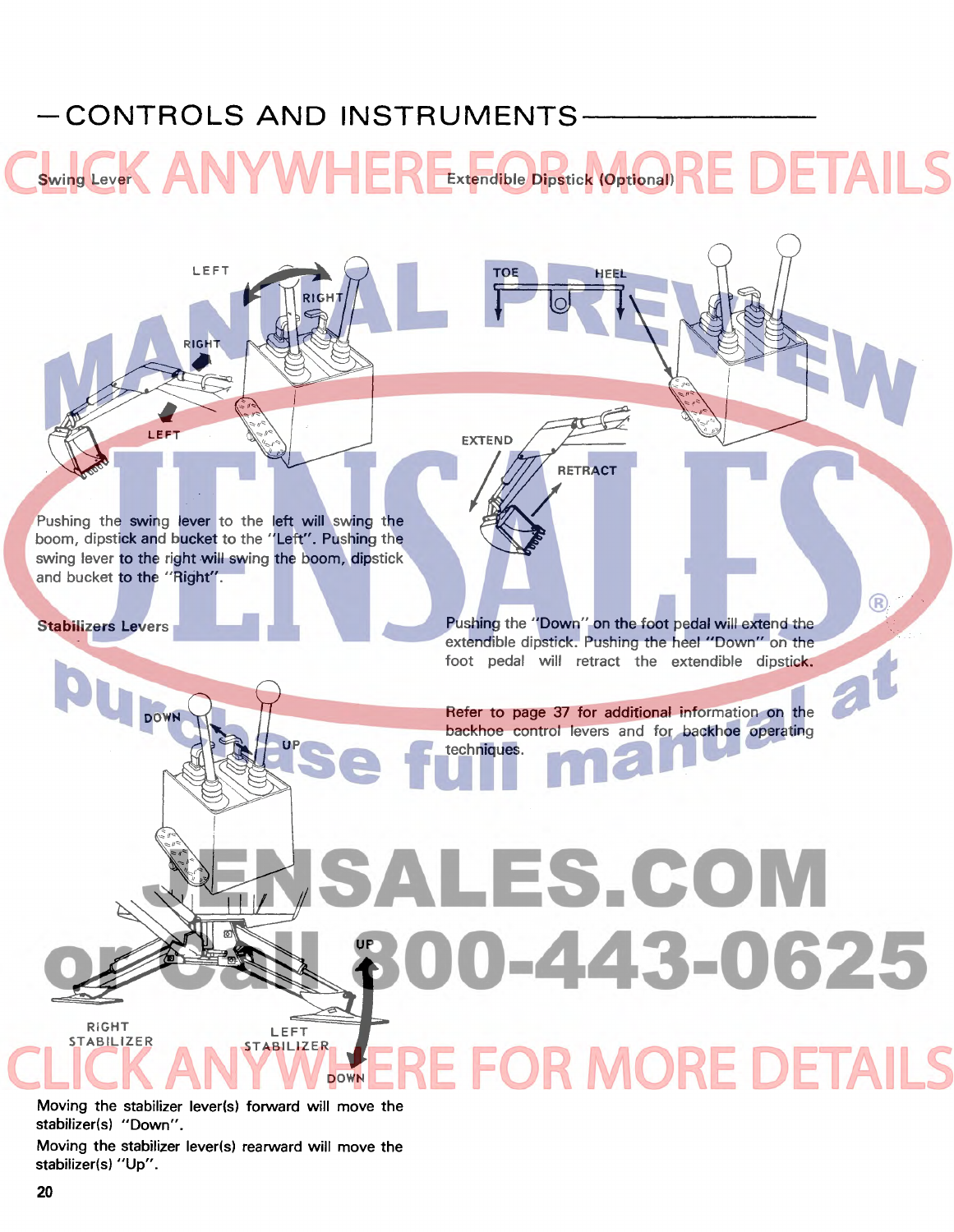## CONTROLS AND INSTRUMENTS

### Swing Lever

Pushing the swing lever to the left will swing the boom, dipstick and bucket to the "Left". Pushing the swing lever to the right will swing the boom, dipstick and bucket to the "Right".

### Stabilizers Levers

Moving the stabilizer lever(s) forward will move the stabilizer(s) "Down".

Moving the stabilizer lever(s) rearward will move the stabilizer(s) "Up".

### Extendible Dipstick (Optional)

Pushing the "Down" on the foot pedal will extend the extendible dipstick. Pushing the heel "Down" on the foot pedal will retract the extendible dipstick.

Refer to page 37 for additional information on the backhoe control levers and for backhoe operating techniques.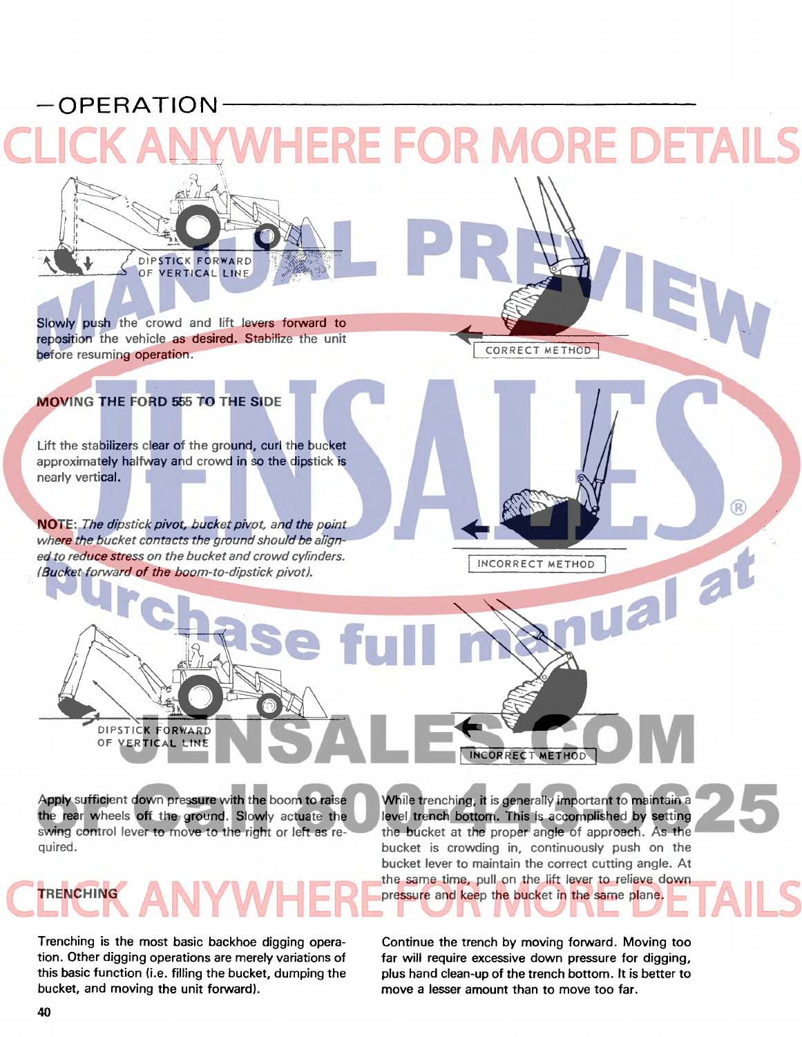## —OPERATION

DIPSTICK FORWARD OF VERTICAL LINE

Slowly push the crowd and lift levers forward to reposition the vehicle as desired. Stabilize the unit before resuming operation.

CORRECT METHOD

### MOVING THE FORD 555 TO THE SIDE

Lift the stabilizers clear of the ground, curl the bucket approximately halfway and crowd in so the dipstick is nearly vertical.

**NOTE**: *The dipstick pivot, bucket pivot, and the point where the bucket contacts the ground should be aligned to reduce stress on the bucket and crowd cylinders. (Bucket forward of the boom-to-dipstick pivot).*

INCORRECT METHOD

DIPSTICK FORWARD OF VERTICAL LINE

INCORRECT METHOD

Apply sufficient down pressure with the boom to raise the rear wheels off the ground. Slowly actuate the swing control lever to move to the right or left as required.

### TRENCHING

Trenching is the most basic backhoe digging operation. Other digging operations are merely variations of this basic function (i.e. filling the bucket, dumping the bucket, and moving the unit forward).

While trenching, it is generally important to maintain a level trench bottom. This is accomplished by setting the bucket at the proper angle of approach. As the bucket is crowding in, continuously push on the bucket lever to maintain the correct cutting angle. At the same time, pull on the lift lever to relieve down pressure and keep the bucket in the same plane.

Continue the trench by moving forward. Moving too far will require excessive down pressure for digging, plus hand clean-up of the trench bottom. It is better to move a lesser amount than to move too far.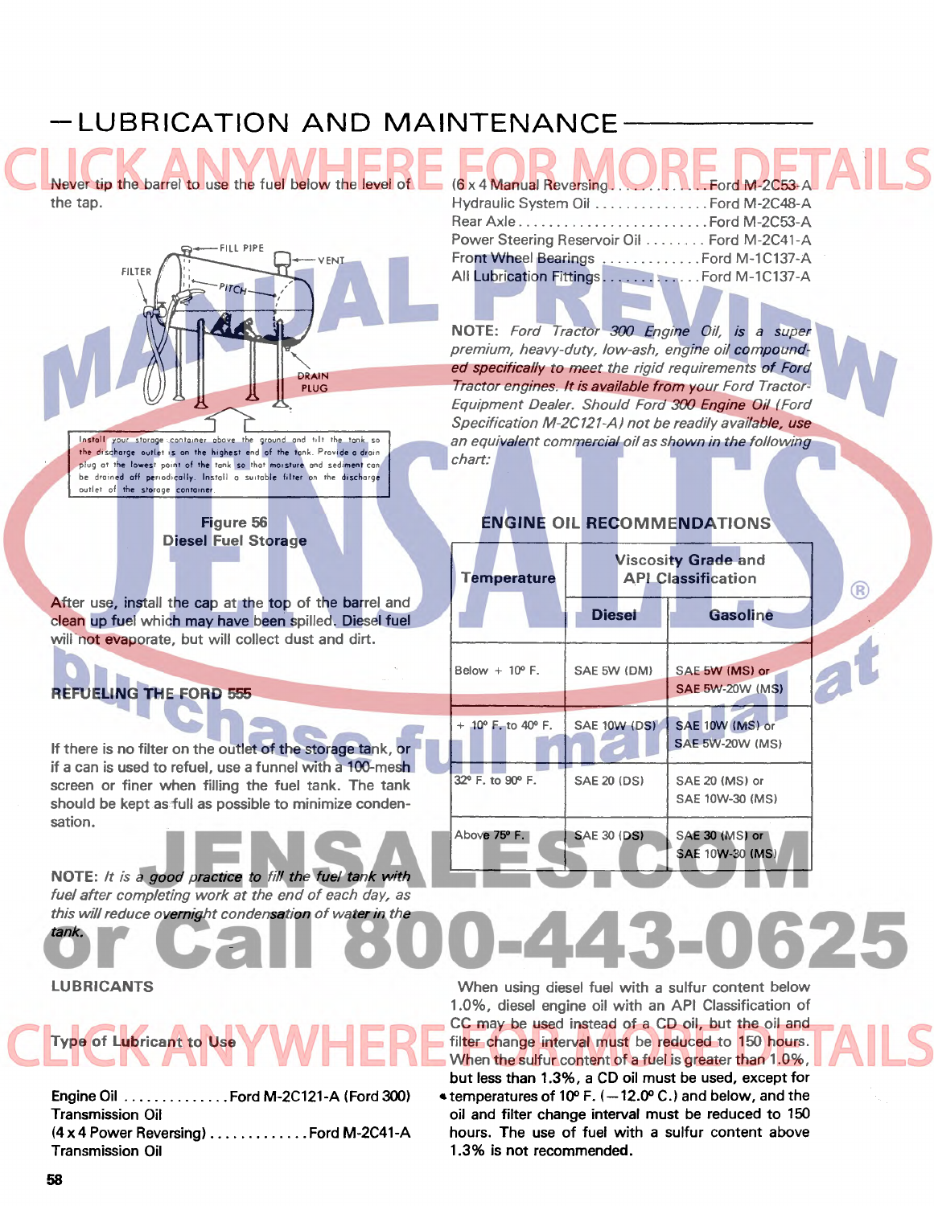## —LUBRICATION AND MAINTENANCE

Never tip the barrel to use the fuel below the level of the tap.

FILL PIPE
VENT
FILTER
PITCH
DRAIN PLUG

Install your storage container above the ground and tilt the tank so the discharge outlet is on the highest end of the tank. Provide a drain plug at the lowest point of the tank so that moisture and sediment can be drained off periodically. Install a suitable filter on the discharge outlet of the storage container.

**Figure 56**
**Diesel Fuel Storage**

After use, install the cap at the top of the barrel and clean up fuel which may have been spilled. Diesel fuel will not evaporate, but will collect dust and dirt.

### REFUELING THE FORD 555

If there is no filter on the outlet of the storage tank, or if a can is used to refuel, use a funnel with a 100-mesh screen or finer when filling the fuel tank. The tank should be kept as full as possible to minimize condensation.

**NOTE:** *It is a good practice to fill the fuel tank with fuel after completing work at the end of each day, as this will reduce overnight condensation of water in the tank.*

### LUBRICANTS

**Type of Lubricant to Use**

Engine Oil .............. Ford M-2C121-A (Ford 300)
Transmission Oil
(4 x 4 Power Reversing) ............. Ford M-2C41-A
Transmission Oil
(6 x 4 Manual Reversing ............ Ford M-2C53-A
Hydraulic System Oil ............... Ford M-2C48-A
Rear Axle ........................ Ford M-2C53-A
Power Steering Reservoir Oil ........ Ford M-2C41-A
Front Wheel Bearings ............. Ford M-1C137-A
All Lubrication Fittings............ Ford M-1C137-A

**NOTE:** *Ford Tractor 300 Engine Oil, is a super premium, heavy-duty, low-ash, engine oil compounded specifically to meet the rigid requirements of Ford Tractor engines. It is available from your Ford Tractor-Equipment Dealer. Should Ford 300 Engine Oil (Ford Specification M-2C121-A) not be readily available, use an equivalent commercial oil as shown in the following chart:*

**ENGINE OIL RECOMMENDATIONS**

| Temperature | Viscosity Grade and API Classification | |
|---|---|---|
| | Diesel | Gasoline |
| Below + 10° F. | SAE 5W (DM) | SAE 5W (MS) or SAE 5W-20W (MS) |
| + 10° F. to 40° F. | SAE 10W (DS) | SAE 10W (MS) or SAE 5W-20W (MS) |
| 32° F. to 90° F. | SAE 20 (DS) | SAE 20 (MS) or SAE 10W-30 (MS) |
| Above 75° F. | SAE 30 (DS) | SAE 30 (MS) or SAE 10W-30 (MS) |

When using diesel fuel with a sulfur content below 1.0%, diesel engine oil with an API Classification of CC may be used instead of a CD oil, but the oil and filter change interval must be reduced to 150 hours. When the sulfur content of a fuel is greater than 1.0%, but less than 1.3%, a CD oil must be used, except for temperatures of 10° F. (—12.0° C.) and below, and the oil and filter change interval must be reduced to 150 hours. The use of fuel with a sulfur content above 1.3% is not recommended.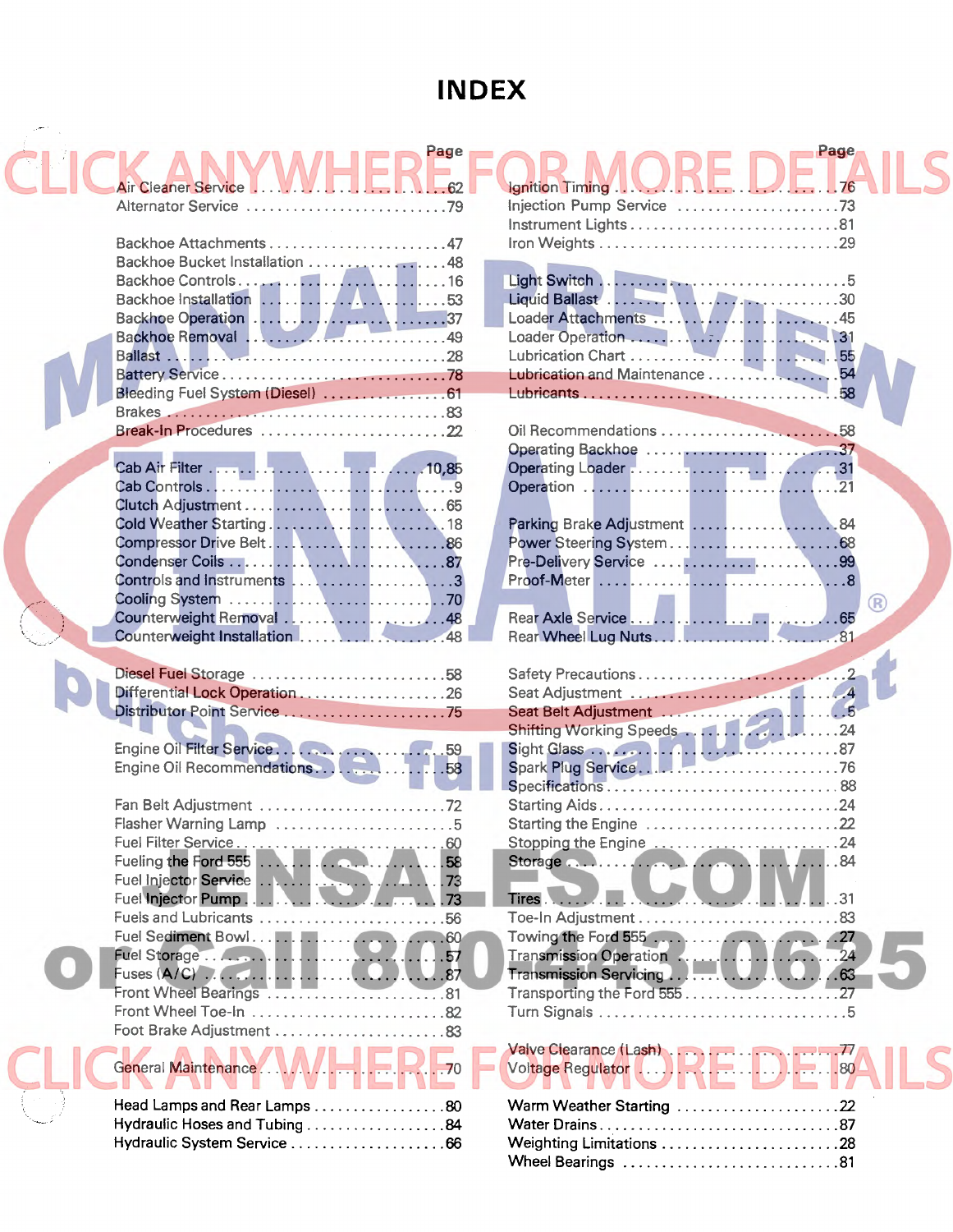# INDEX

| | Page |
|---|---|
| Air Cleaner Service | 62 |
| Alternator Service | 79 |
| Backhoe Attachments | 47 |
| Backhoe Bucket Installation | 48 |
| Backhoe Controls | 16 |
| Backhoe Installation | 53 |
| Backhoe Operation | 37 |
| Backhoe Removal | 49 |
| Ballast | 28 |
| Battery Service | 78 |
| Bleeding Fuel System (Diesel) | 61 |
| Brakes | 83 |
| Break-In Procedures | 22 |
| Cab Air Filter | 10,85 |
| Cab Controls | 9 |
| Clutch Adjustment | 65 |
| Cold Weather Starting | 18 |
| Compressor Drive Belt | 86 |
| Condenser Coils | 87 |
| Controls and Instruments | 3 |
| Cooling System | 70 |
| Counterweight Removal | 48 |
| Counterweight Installation | 48 |
| Diesel Fuel Storage | 58 |
| Differential Lock Operation | 26 |
| Distributor Point Service | 75 |
| Engine Oil Filter Service | 59 |
| Engine Oil Recommendations | 58 |
| Fan Belt Adjustment | 72 |
| Flasher Warning Lamp | 5 |
| Fuel Filter Service | 60 |
| Fueling the Ford 555 | 58 |
| Fuel Injector Service | 73 |
| Fuel Injector Pump | 73 |
| Fuels and Lubricants | 56 |
| Fuel Sediment Bowl | 60 |
| Fuel Storage | 57 |
| Fuses (A/C) | 87 |
| Front Wheel Bearings | 81 |
| Front Wheel Toe-In | 82 |
| Foot Brake Adjustment | 83 |
| General Maintenance | 70 |
| Head Lamps and Rear Lamps | 80 |
| Hydraulic Hoses and Tubing | 84 |
| Hydraulic System Service | 66 |
| Ignition Timing | 76 |
| Injection Pump Service | 73 |
| Instrument Lights | 81 |
| Iron Weights | 29 |
| Light Switch | 5 |
| Liquid Ballast | 30 |
| Loader Attachments | 45 |
| Loader Operation | 31 |
| Lubrication Chart | 55 |
| Lubrication and Maintenance | 54 |
| Lubricants | 58 |
| Oil Recommendations | 58 |
| Operating Backhoe | 37 |
| Operating Loader | 31 |
| Operation | 21 |
| Parking Brake Adjustment | 84 |
| Power Steering System | 68 |
| Pre-Delivery Service | 99 |
| Proof-Meter | 8 |
| Rear Axle Service | 65 |
| Rear Wheel Lug Nuts | 81 |
| Safety Precautions | 2 |
| Seat Adjustment | 4 |
| Seat Belt Adjustment | 5 |
| Shifting Working Speeds | 24 |
| Sight Glass | 87 |
| Spark Plug Service | 76 |
| Specifications | 88 |
| Starting Aids | 24 |
| Starting the Engine | 22 |
| Stopping the Engine | 24 |
| Storage | 84 |
| Tires | 31 |
| Toe-In Adjustment | 83 |
| Towing the Ford 555 | 27 |
| Transmission Operation | 24 |
| Transmission Servicing | 63 |
| Transporting the Ford 555 | 27 |
| Turn Signals | 5 |
| Valve Clearance (Lash) | 77 |
| Voltage Regulator | 80 |
| Warm Weather Starting | 22 |
| Water Drains | 87 |
| Weighting Limitations | 28 |
| Wheel Bearings | 81 |